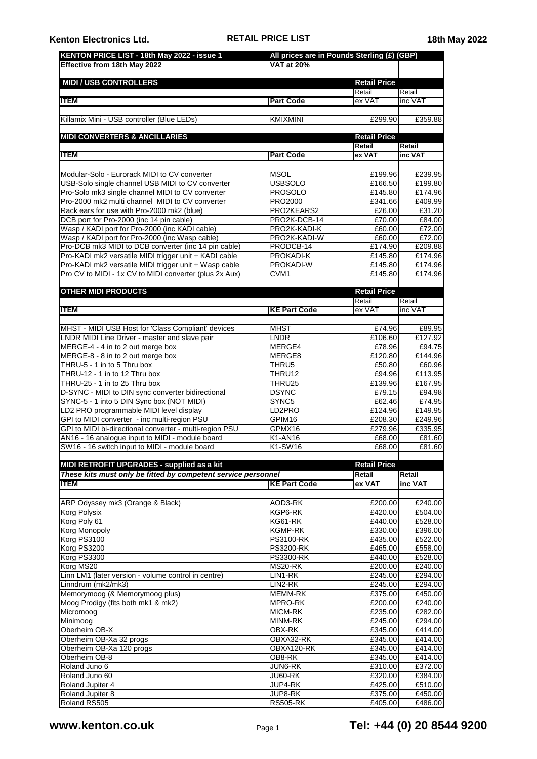**Kenton Electronics Ltd.** **RETAIL PRICE LIST** **18th May 2022**

| KENTON PRICE LIST - 18th May 2022 - issue 1 | All prices are in Pounds Sterling (£) (GBP) | | |
|---|---|---|---|
| **Effective from 18th May 2022** | **VAT at 20%** | | |

## MIDI / USB CONTROLLERS

| ITEM | Part Code | Retail Price Retail ex VAT | Retail inc VAT |
|---|---|---|---|
| Killamix Mini - USB controller (Blue LEDs) | KMIXMINI | £299.90 | £359.88 |

## MIDI CONVERTERS & ANCILLARIES

| ITEM | Part Code | Retail Price Retail ex VAT | Retail inc VAT |
|---|---|---|---|
| Modular-Solo - Eurorack MIDI to CV converter | MSOL | £199.96 | £239.95 |
| USB-Solo single channel USB MIDI to CV converter | USBSOLO | £166.50 | £199.80 |
| Pro-Solo mk3 single channel MIDI to CV converter | PROSOLO | £145.80 | £174.96 |
| Pro-2000 mk2 multi channel MIDI to CV converter | PRO2000 | £341.66 | £409.99 |
| Rack ears for use with Pro-2000 mk2 (blue) | PRO2KEARS2 | £26.00 | £31.20 |
| DCB port for Pro-2000 (inc 14 pin cable) | PRO2K-DCB-14 | £70.00 | £84.00 |
| Wasp / KADI port for Pro-2000 (inc KADI cable) | PRO2K-KADI-K | £60.00 | £72.00 |
| Wasp / KADI port for Pro-2000 (inc Wasp cable) | PRO2K-KADI-W | £60.00 | £72.00 |
| Pro-DCB mk3 MIDI to DCB converter (inc 14 pin cable) | PRODCB-14 | £174.90 | £209.88 |
| Pro-KADI mk2 versatile MIDI trigger unit + KADI cable | PROKADI-K | £145.80 | £174.96 |
| Pro-KADI mk2 versatile MIDI trigger unit + Wasp cable | PROKADI-W | £145.80 | £174.96 |
| Pro CV to MIDI - 1x CV to MIDI converter (plus 2x Aux) | CVM1 | £145.80 | £174.96 |

## OTHER MIDI PRODUCTS

| ITEM | KE Part Code | Retail Price Retail ex VAT | Retail inc VAT |
|---|---|---|---|
| MHST - MIDI USB Host for 'Class Compliant' devices | MHST | £74.96 | £89.95 |
| LNDR MIDI Line Driver - master and slave pair | LNDR | £106.60 | £127.92 |
| MERGE-4 - 4 in to 2 out merge box | MERGE4 | £78.96 | £94.75 |
| MERGE-8 - 8 in to 2 out merge box | MERGE8 | £120.80 | £144.96 |
| THRU-5 - 1 in to 5 Thru box | THRU5 | £50.80 | £60.96 |
| THRU-12 - 1 in to 12 Thru box | THRU12 | £94.96 | £113.95 |
| THRU-25 - 1 in to 25 Thru box | THRU25 | £139.96 | £167.95 |
| D-SYNC - MIDI to DIN sync converter bidirectional | DSYNC | £79.15 | £94.98 |
| SYNC-5 - 1 into 5 DIN Sync box (NOT MIDI) | SYNC5 | £62.46 | £74.95 |
| LD2 PRO programmable MIDI level display | LD2PRO | £124.96 | £149.95 |
| GPI to MIDI converter - inc multi-region PSU | GPIM16 | £208.30 | £249.96 |
| GPI to MIDI bi-directional converter - multi-region PSU | GPMX16 | £279.96 | £335.95 |
| AN16 - 16 analogue input to MIDI - module board | K1-AN16 | £68.00 | £81.60 |
| SW16 - 16 switch input to MIDI - module board | K1-SW16 | £68.00 | £81.60 |

## MIDI RETROFIT UPGRADES - supplied as a kit

***These kits must only be fitted by competent service personnel***

| ITEM | KE Part Code | Retail Price Retail ex VAT | Retail inc VAT |
|---|---|---|---|
| ARP Odyssey mk3 (Orange & Black) | AOD3-RK | £200.00 | £240.00 |
| Korg Polysix | KGP6-RK | £420.00 | £504.00 |
| Korg Poly 61 | KG61-RK | £440.00 | £528.00 |
| Korg Monopoly | KGMP-RK | £330.00 | £396.00 |
| Korg PS3100 | PS3100-RK | £435.00 | £522.00 |
| Korg PS3200 | PS3200-RK | £465.00 | £558.00 |
| Korg PS3300 | PS3300-RK | £440.00 | £528.00 |
| Korg MS20 | MS20-RK | £200.00 | £240.00 |
| Linn LM1 (later version - volume control in centre) | LIN1-RK | £245.00 | £294.00 |
| Linndrum (mk2/mk3) | LIN2-RK | £245.00 | £294.00 |
| Memorymoog (& Memorymoog plus) | MEMM-RK | £375.00 | £450.00 |
| Moog Prodigy (fits both mk1 & mk2) | MPRO-RK | £200.00 | £240.00 |
| Micromoog | MICM-RK | £235.00 | £282.00 |
| Minimoog | MINM-RK | £245.00 | £294.00 |
| Oberheim OB-X | OBX-RK | £345.00 | £414.00 |
| Oberheim OB-Xa 32 progs | OBXA32-RK | £345.00 | £414.00 |
| Oberheim OB-Xa 120 progs | OBXA120-RK | £345.00 | £414.00 |
| Oberheim OB-8 | OB8-RK | £345.00 | £414.00 |
| Roland Juno 6 | JUN6-RK | £310.00 | £372.00 |
| Roland Juno 60 | JU60-RK | £320.00 | £384.00 |
| Roland Jupiter 4 | JUP4-RK | £425.00 | £510.00 |
| Roland Jupiter 8 | JUP8-RK | £375.00 | £450.00 |
| Roland RS505 | RS505-RK | £405.00 | £486.00 |

**www.kenton.co.uk** **Tel: +44 (0) 20 8544 9200**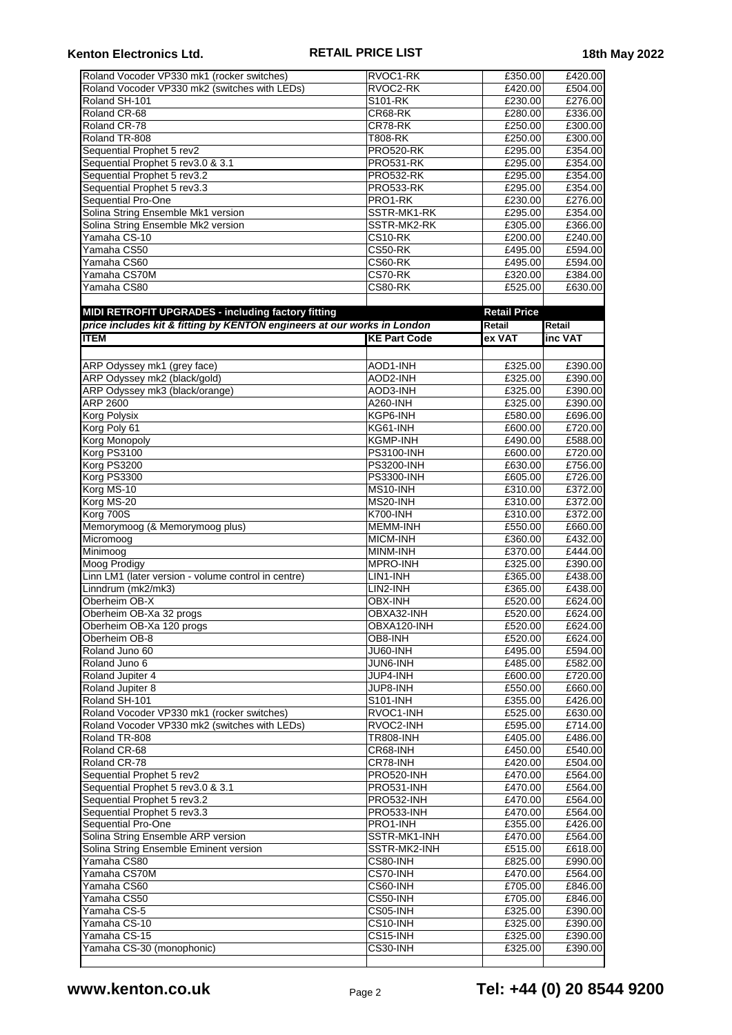| | | | |
|---|---|---|---|
| Roland Vocoder VP330 mk1 (rocker switches) | RVOC1-RK | £350.00 | £420.00 |
| Roland Vocoder VP330 mk2 (switches with LEDs) | RVOC2-RK | £420.00 | £504.00 |
| Roland SH-101 | S101-RK | £230.00 | £276.00 |
| Roland CR-68 | CR68-RK | £280.00 | £336.00 |
| Roland CR-78 | CR78-RK | £250.00 | £300.00 |
| Roland TR-808 | T808-RK | £250.00 | £300.00 |
| Sequential Prophet 5 rev2 | PRO520-RK | £295.00 | £354.00 |
| Sequential Prophet 5 rev3.0 & 3.1 | PRO531-RK | £295.00 | £354.00 |
| Sequential Prophet 5 rev3.2 | PRO532-RK | £295.00 | £354.00 |
| Sequential Prophet 5 rev3.3 | PRO533-RK | £295.00 | £354.00 |
| Sequential Pro-One | PRO1-RK | £230.00 | £276.00 |
| Solina String Ensemble Mk1 version | SSTR-MK1-RK | £295.00 | £354.00 |
| Solina String Ensemble Mk2 version | SSTR-MK2-RK | £305.00 | £366.00 |
| Yamaha CS-10 | CS10-RK | £200.00 | £240.00 |
| Yamaha CS50 | CS50-RK | £495.00 | £594.00 |
| Yamaha CS60 | CS60-RK | £495.00 | £594.00 |
| Yamaha CS70M | CS70-RK | £320.00 | £384.00 |
| Yamaha CS80 | CS80-RK | £525.00 | £630.00 |

**MIDI RETROFIT UPGRADES - including factory fitting**

***price includes kit & fitting by KENTON engineers at our works in London***

| ITEM | KE Part Code | Retail Price<br>Retail ex VAT | Retail inc VAT |
|---|---|---|---|
| ARP Odyssey mk1 (grey face) | AOD1-INH | £325.00 | £390.00 |
| ARP Odyssey mk2 (black/gold) | AOD2-INH | £325.00 | £390.00 |
| ARP Odyssey mk3 (black/orange) | AOD3-INH | £325.00 | £390.00 |
| ARP 2600 | A260-INH | £325.00 | £390.00 |
| Korg Polysix | KGP6-INH | £580.00 | £696.00 |
| Korg Poly 61 | KG61-INH | £600.00 | £720.00 |
| Korg Monopoly | KGMP-INH | £490.00 | £588.00 |
| Korg PS3100 | PS3100-INH | £600.00 | £720.00 |
| Korg PS3200 | PS3200-INH | £630.00 | £756.00 |
| Korg PS3300 | PS3300-INH | £605.00 | £726.00 |
| Korg MS-10 | MS10-INH | £310.00 | £372.00 |
| Korg MS-20 | MS20-INH | £310.00 | £372.00 |
| Korg 700S | K700-INH | £310.00 | £372.00 |
| Memorymoog (& Memorymoog plus) | MEMM-INH | £550.00 | £660.00 |
| Micromoog | MICM-INH | £360.00 | £432.00 |
| Minimoog | MINM-INH | £370.00 | £444.00 |
| Moog Prodigy | MPRO-INH | £325.00 | £390.00 |
| Linn LM1 (later version - volume control in centre) | LIN1-INH | £365.00 | £438.00 |
| Linndrum (mk2/mk3) | LIN2-INH | £365.00 | £438.00 |
| Oberheim OB-X | OBX-INH | £520.00 | £624.00 |
| Oberheim OB-Xa 32 progs | OBXA32-INH | £520.00 | £624.00 |
| Oberheim OB-Xa 120 progs | OBXA120-INH | £520.00 | £624.00 |
| Oberheim OB-8 | OB8-INH | £520.00 | £624.00 |
| Roland Juno 60 | JU60-INH | £495.00 | £594.00 |
| Roland Juno 6 | JUN6-INH | £485.00 | £582.00 |
| Roland Jupiter 4 | JUP4-INH | £600.00 | £720.00 |
| Roland Jupiter 8 | JUP8-INH | £550.00 | £660.00 |
| Roland SH-101 | S101-INH | £355.00 | £426.00 |
| Roland Vocoder VP330 mk1 (rocker switches) | RVOC1-INH | £525.00 | £630.00 |
| Roland Vocoder VP330 mk2 (switches with LEDs) | RVOC2-INH | £595.00 | £714.00 |
| Roland TR-808 | TR808-INH | £405.00 | £486.00 |
| Roland CR-68 | CR68-INH | £450.00 | £540.00 |
| Roland CR-78 | CR78-INH | £420.00 | £504.00 |
| Sequential Prophet 5 rev2 | PRO520-INH | £470.00 | £564.00 |
| Sequential Prophet 5 rev3.0 & 3.1 | PRO531-INH | £470.00 | £564.00 |
| Sequential Prophet 5 rev3.2 | PRO532-INH | £470.00 | £564.00 |
| Sequential Prophet 5 rev3.3 | PRO533-INH | £470.00 | £564.00 |
| Sequential Pro-One | PRO1-INH | £355.00 | £426.00 |
| Solina String Ensemble ARP version | SSTR-MK1-INH | £470.00 | £564.00 |
| Solina String Ensemble Eminent version | SSTR-MK2-INH | £515.00 | £618.00 |
| Yamaha CS80 | CS80-INH | £825.00 | £990.00 |
| Yamaha CS70M | CS70-INH | £470.00 | £564.00 |
| Yamaha CS60 | CS60-INH | £705.00 | £846.00 |
| Yamaha CS50 | CS50-INH | £705.00 | £846.00 |
| Yamaha CS-5 | CS05-INH | £325.00 | £390.00 |
| Yamaha CS-10 | CS10-INH | £325.00 | £390.00 |
| Yamaha CS-15 | CS15-INH | £325.00 | £390.00 |
| Yamaha CS-30 (monophonic) | CS30-INH | £325.00 | £390.00 |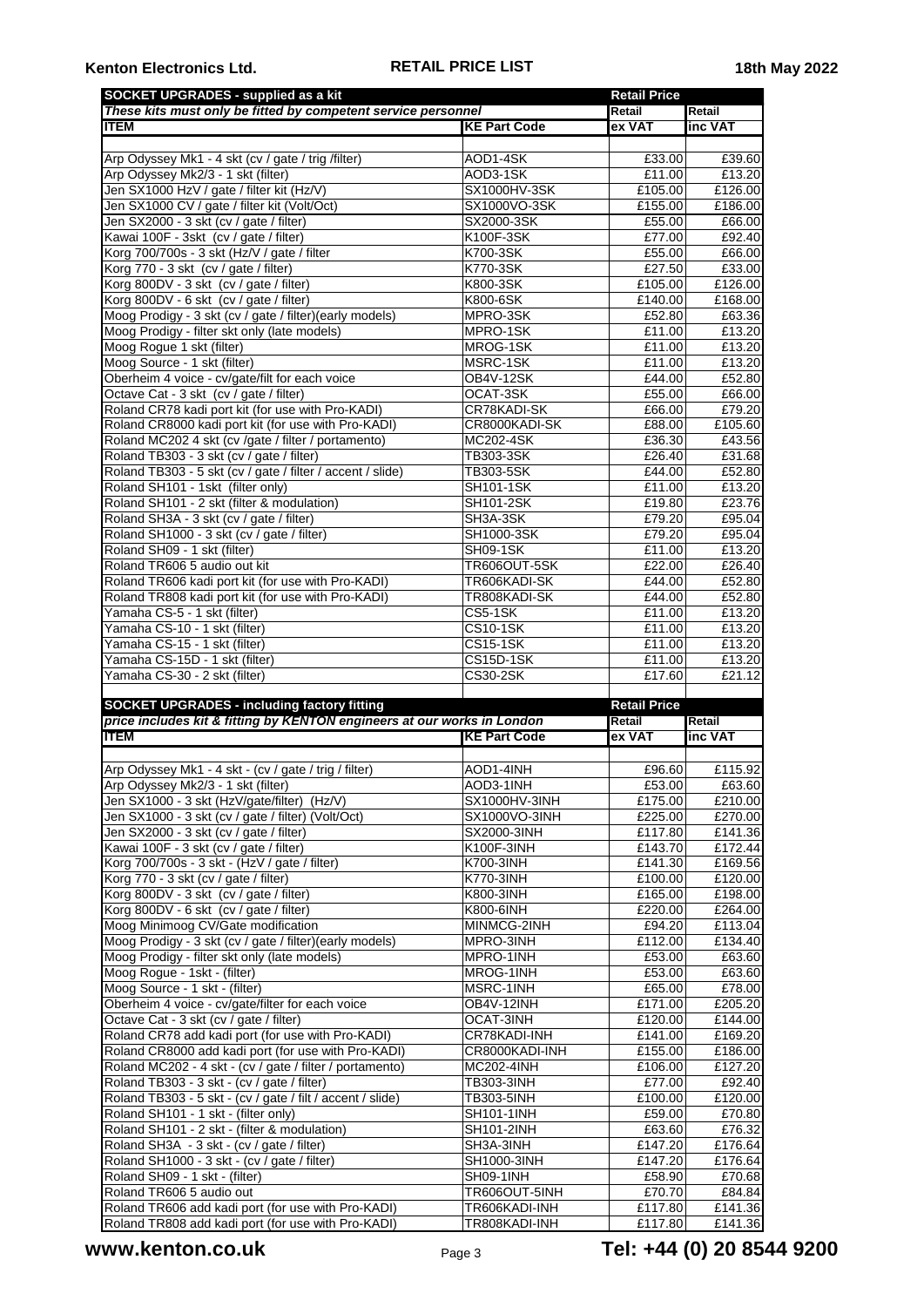## SOCKET UPGRADES - supplied as a kit

*These kits must only be fitted by competent service personnel*

| ITEM | KE Part Code | Retail Price: Retail ex VAT | Retail inc VAT |
|---|---|---|---|
| Arp Odyssey Mk1 - 4 skt (cv / gate / trig /filter) | AOD1-4SK | £33.00 | £39.60 |
| Arp Odyssey Mk2/3 - 1 skt (filter) | AOD3-1SK | £11.00 | £13.20 |
| Jen SX1000 HzV / gate / filter kit (Hz/V) | SX1000HV-3SK | £105.00 | £126.00 |
| Jen SX1000 CV / gate / filter kit (Volt/Oct) | SX1000VO-3SK | £155.00 | £186.00 |
| Jen SX2000 - 3 skt (cv / gate / filter) | SX2000-3SK | £55.00 | £66.00 |
| Kawai 100F - 3skt (cv / gate / filter) | K100F-3SK | £77.00 | £92.40 |
| Korg 700/700s - 3 skt (Hz/V / gate / filter | K700-3SK | £55.00 | £66.00 |
| Korg 770 - 3 skt (cv / gate / filter) | K770-3SK | £27.50 | £33.00 |
| Korg 800DV - 3 skt (cv / gate / filter) | K800-3SK | £105.00 | £126.00 |
| Korg 800DV - 6 skt (cv / gate / filter) | K800-6SK | £140.00 | £168.00 |
| Moog Prodigy - 3 skt (cv / gate / filter)(early models) | MPRO-3SK | £52.80 | £63.36 |
| Moog Prodigy - filter skt only (late models) | MPRO-1SK | £11.00 | £13.20 |
| Moog Rogue 1 skt (filter) | MROG-1SK | £11.00 | £13.20 |
| Moog Source - 1 skt (filter) | MSRC-1SK | £11.00 | £13.20 |
| Oberheim 4 voice - cv/gate/filt for each voice | OB4V-12SK | £44.00 | £52.80 |
| Octave Cat - 3 skt (cv / gate / filter) | OCAT-3SK | £55.00 | £66.00 |
| Roland CR78 kadi port kit (for use with Pro-KADI) | CR78KADI-SK | £66.00 | £79.20 |
| Roland CR8000 kadi port kit (for use with Pro-KADI) | CR8000KADI-SK | £88.00 | £105.60 |
| Roland MC202 4 skt (cv /gate / filter / portamento) | MC202-4SK | £36.30 | £43.56 |
| Roland TB303 - 3 skt (cv / gate / filter) | TB303-3SK | £26.40 | £31.68 |
| Roland TB303 - 5 skt (cv / gate / filter / accent / slide) | TB303-5SK | £44.00 | £52.80 |
| Roland SH101 - 1skt (filter only) | SH101-1SK | £11.00 | £13.20 |
| Roland SH101 - 2 skt (filter & modulation) | SH101-2SK | £19.80 | £23.76 |
| Roland SH3A - 3 skt (cv / gate / filter) | SH3A-3SK | £79.20 | £95.04 |
| Roland SH1000 - 3 skt (cv / gate / filter) | SH1000-3SK | £79.20 | £95.04 |
| Roland SH09 - 1 skt (filter) | SH09-1SK | £11.00 | £13.20 |
| Roland TR606 5 audio out kit | TR606OUT-5SK | £22.00 | £26.40 |
| Roland TR606 kadi port kit (for use with Pro-KADI) | TR606KADI-SK | £44.00 | £52.80 |
| Roland TR808 kadi port kit (for use with Pro-KADI) | TR808KADI-SK | £44.00 | £52.80 |
| Yamaha CS-5 - 1 skt (filter) | CS5-1SK | £11.00 | £13.20 |
| Yamaha CS-10 - 1 skt (filter) | CS10-1SK | £11.00 | £13.20 |
| Yamaha CS-15 - 1 skt (filter) | CS15-1SK | £11.00 | £13.20 |
| Yamaha CS-15D - 1 skt (filter) | CS15D-1SK | £11.00 | £13.20 |
| Yamaha CS-30 - 2 skt (filter) | CS30-2SK | £17.60 | £21.12 |

## SOCKET UPGRADES - including factory fitting

*price includes kit & fitting by KENTON engineers at our works in London*

| ITEM | KE Part Code | Retail Price: Retail ex VAT | Retail inc VAT |
|---|---|---|---|
| Arp Odyssey Mk1 - 4 skt - (cv / gate / trig / filter) | AOD1-4INH | £96.60 | £115.92 |
| Arp Odyssey Mk2/3 - 1 skt (filter) | AOD3-1INH | £53.00 | £63.60 |
| Jen SX1000 - 3 skt (HzV/gate/filter) (Hz/V) | SX1000HV-3INH | £175.00 | £210.00 |
| Jen SX1000 - 3 skt (cv / gate / filter) (Volt/Oct) | SX1000VO-3INH | £225.00 | £270.00 |
| Jen SX2000 - 3 skt (cv / gate / filter) | SX2000-3INH | £117.80 | £141.36 |
| Kawai 100F - 3 skt (cv / gate / filter) | K100F-3INH | £143.70 | £172.44 |
| Korg 700/700s - 3 skt - (HzV / gate / filter) | K700-3INH | £141.30 | £169.56 |
| Korg 770 - 3 skt (cv / gate / filter) | K770-3INH | £100.00 | £120.00 |
| Korg 800DV - 3 skt (cv / gate / filter) | K800-3INH | £165.00 | £198.00 |
| Korg 800DV - 6 skt (cv / gate / filter) | K800-6INH | £220.00 | £264.00 |
| Moog Minimoog CV/Gate modification | MINMCG-2INH | £94.20 | £113.04 |
| Moog Prodigy - 3 skt (cv / gate / filter)(early models) | MPRO-3INH | £112.00 | £134.40 |
| Moog Prodigy - filter skt only (late models) | MPRO-1INH | £53.00 | £63.60 |
| Moog Rogue - 1skt - (filter) | MROG-1INH | £53.00 | £63.60 |
| Moog Source - 1 skt - (filter) | MSRC-1INH | £65.00 | £78.00 |
| Oberheim 4 voice - cv/gate/filter for each voice | OB4V-12INH | £171.00 | £205.20 |
| Octave Cat - 3 skt (cv / gate / filter) | OCAT-3INH | £120.00 | £144.00 |
| Roland CR78 add kadi port (for use with Pro-KADI) | CR78KADI-INH | £141.00 | £169.20 |
| Roland CR8000 add kadi port (for use with Pro-KADI) | CR8000KADI-INH | £155.00 | £186.00 |
| Roland MC202 - 4 skt - (cv / gate / filter / portamento) | MC202-4INH | £106.00 | £127.20 |
| Roland TB303 - 3 skt - (cv / gate / filter) | TB303-3INH | £77.00 | £92.40 |
| Roland TB303 - 5 skt - (cv / gate / filt / accent / slide) | TB303-5INH | £100.00 | £120.00 |
| Roland SH101 - 1 skt - (filter only) | SH101-1INH | £59.00 | £70.80 |
| Roland SH101 - 2 skt - (filter & modulation) | SH101-2INH | £63.60 | £76.32 |
| Roland SH3A - 3 skt - (cv / gate / filter) | SH3A-3INH | £147.20 | £176.64 |
| Roland SH1000 - 3 skt - (cv / gate / filter) | SH1000-3INH | £147.20 | £176.64 |
| Roland SH09 - 1 skt - (filter) | SH09-1INH | £58.90 | £70.68 |
| Roland TR606 5 audio out | TR606OUT-5INH | £70.70 | £84.84 |
| Roland TR606 add kadi port (for use with Pro-KADI) | TR606KADI-INH | £117.80 | £141.36 |
| Roland TR808 add kadi port (for use with Pro-KADI) | TR808KADI-INH | £117.80 | £141.36 |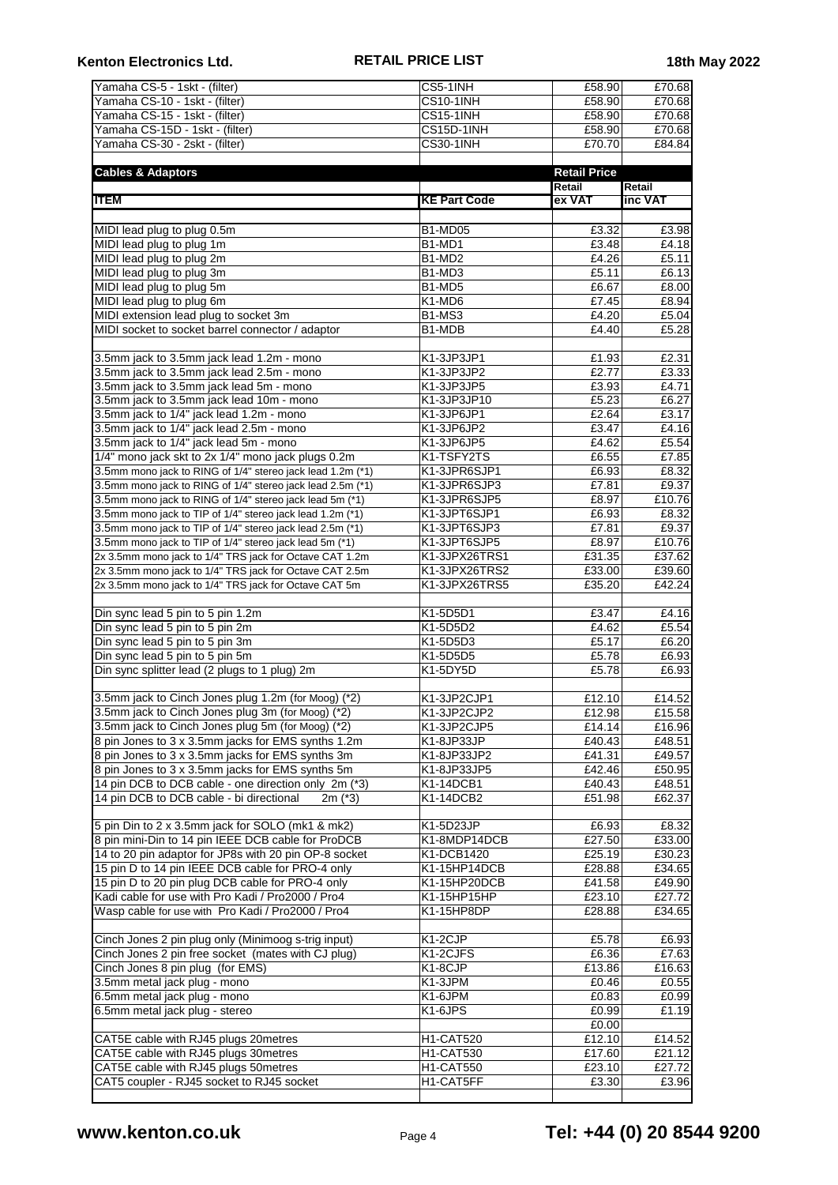| | | | |
|---|---|---|---|
| Yamaha CS-5 - 1skt - (filter) | CS5-1INH | £58.90 | £70.68 |
| Yamaha CS-10 - 1skt - (filter) | CS10-1INH | £58.90 | £70.68 |
| Yamaha CS-15 - 1skt - (filter) | CS15-1INH | £58.90 | £70.68 |
| Yamaha CS-15D - 1skt - (filter) | CS15D-1INH | £58.90 | £70.68 |
| Yamaha CS-30 - 2skt - (filter) | CS30-1INH | £70.70 | £84.84 |

**Cables & Adaptors**

| | | Retail Price | |
|---|---|---|---|
| **ITEM** | **KE Part Code** | **Retail ex VAT** | **Retail inc VAT** |
| MIDI lead plug to plug 0.5m | B1-MD05 | £3.32 | £3.98 |
| MIDI lead plug to plug 1m | B1-MD1 | £3.48 | £4.18 |
| MIDI lead plug to plug 2m | B1-MD2 | £4.26 | £5.11 |
| MIDI lead plug to plug 3m | B1-MD3 | £5.11 | £6.13 |
| MIDI lead plug to plug 5m | B1-MD5 | £6.67 | £8.00 |
| MIDI lead plug to plug 6m | K1-MD6 | £7.45 | £8.94 |
| MIDI extension lead plug to socket 3m | B1-MS3 | £4.20 | £5.04 |
| MIDI socket to socket barrel connector / adaptor | B1-MDB | £4.40 | £5.28 |
| | | | |
| 3.5mm jack to 3.5mm jack lead 1.2m - mono | K1-3JP3JP1 | £1.93 | £2.31 |
| 3.5mm jack to 3.5mm jack lead 2.5m - mono | K1-3JP3JP2 | £2.77 | £3.33 |
| 3.5mm jack to 3.5mm jack lead 5m - mono | K1-3JP3JP5 | £3.93 | £4.71 |
| 3.5mm jack to 3.5mm jack lead 10m - mono | K1-3JP3JP10 | £5.23 | £6.27 |
| 3.5mm jack to 1/4" jack lead 1.2m - mono | K1-3JP6JP1 | £2.64 | £3.17 |
| 3.5mm jack to 1/4" jack lead 2.5m - mono | K1-3JP6JP2 | £3.47 | £4.16 |
| 3.5mm jack to 1/4" jack lead 5m - mono | K1-3JP6JP5 | £4.62 | £5.54 |
| 1/4" mono jack skt to 2x 1/4" mono jack plugs 0.2m | K1-TSFY2TS | £6.55 | £7.85 |
| 3.5mm mono jack to RING of 1/4" stereo jack lead 1.2m (*1) | K1-3JPR6SJP1 | £6.93 | £8.32 |
| 3.5mm mono jack to RING of 1/4" stereo jack lead 2.5m (*1) | K1-3JPR6SJP3 | £7.81 | £9.37 |
| 3.5mm mono jack to RING of 1/4" stereo jack lead 5m (*1) | K1-3JPR6SJP5 | £8.97 | £10.76 |
| 3.5mm mono jack to TIP of 1/4" stereo jack lead 1.2m (*1) | K1-3JPT6SJP1 | £6.93 | £8.32 |
| 3.5mm mono jack to TIP of 1/4" stereo jack lead 2.5m (*1) | K1-3JPT6SJP3 | £7.81 | £9.37 |
| 3.5mm mono jack to TIP of 1/4" stereo jack lead 5m (*1) | K1-3JPT6SJP5 | £8.97 | £10.76 |
| 2x 3.5mm mono jack to 1/4" TRS jack for Octave CAT 1.2m | K1-3JPX26TRS1 | £31.35 | £37.62 |
| 2x 3.5mm mono jack to 1/4" TRS jack for Octave CAT 2.5m | K1-3JPX26TRS2 | £33.00 | £39.60 |
| 2x 3.5mm mono jack to 1/4" TRS jack for Octave CAT 5m | K1-3JPX26TRS5 | £35.20 | £42.24 |
| | | | |
| Din sync lead 5 pin to 5 pin 1.2m | K1-5D5D1 | £3.47 | £4.16 |
| Din sync lead 5 pin to 5 pin 2m | K1-5D5D2 | £4.62 | £5.54 |
| Din sync lead 5 pin to 5 pin 3m | K1-5D5D3 | £5.17 | £6.20 |
| Din sync lead 5 pin to 5 pin 5m | K1-5D5D5 | £5.78 | £6.93 |
| Din sync splitter lead (2 plugs to 1 plug) 2m | K1-5DY5D | £5.78 | £6.93 |
| | | | |
| 3.5mm jack to Cinch Jones plug 1.2m (for Moog) (*2) | K1-3JP2CJP1 | £12.10 | £14.52 |
| 3.5mm jack to Cinch Jones plug 3m (for Moog) (*2) | K1-3JP2CJP2 | £12.98 | £15.58 |
| 3.5mm jack to Cinch Jones plug 5m (for Moog) (*2) | K1-3JP2CJP5 | £14.14 | £16.96 |
| 8 pin Jones to 3 x 3.5mm jacks for EMS synths 1.2m | K1-8JP33JP | £40.43 | £48.51 |
| 8 pin Jones to 3 x 3.5mm jacks for EMS synths 3m | K1-8JP33JP2 | £41.31 | £49.57 |
| 8 pin Jones to 3 x 3.5mm jacks for EMS synths 5m | K1-8JP33JP5 | £42.46 | £50.95 |
| 14 pin DCB to DCB cable - one direction only 2m (*3) | K1-14DCB1 | £40.43 | £48.51 |
| 14 pin DCB to DCB cable - bi directional 2m (*3) | K1-14DCB2 | £51.98 | £62.37 |
| | | | |
| 5 pin Din to 2 x 3.5mm jack for SOLO (mk1 & mk2) | K1-5D23JP | £6.93 | £8.32 |
| 8 pin mini-Din to 14 pin IEEE DCB cable for ProDCB | K1-8MDP14DCB | £27.50 | £33.00 |
| 14 to 20 pin adaptor for JP8s with 20 pin OP-8 socket | K1-DCB1420 | £25.19 | £30.23 |
| 15 pin D to 14 pin IEEE DCB cable for PRO-4 only | K1-15HP14DCB | £28.88 | £34.65 |
| 15 pin D to 20 pin plug DCB cable for PRO-4 only | K1-15HP20DCB | £41.58 | £49.90 |
| Kadi cable for use with Pro Kadi / Pro2000 / Pro4 | K1-15HP15HP | £23.10 | £27.72 |
| Wasp cable for use with Pro Kadi / Pro2000 / Pro4 | K1-15HP8DP | £28.88 | £34.65 |
| | | | |
| Cinch Jones 2 pin plug only (Minimoog s-trig input) | K1-2CJP | £5.78 | £6.93 |
| Cinch Jones 2 pin free socket (mates with CJ plug) | K1-2CJFS | £6.36 | £7.63 |
| Cinch Jones 8 pin plug (for EMS) | K1-8CJP | £13.86 | £16.63 |
| 3.5mm metal jack plug - mono | K1-3JPM | £0.46 | £0.55 |
| 6.5mm metal jack plug - mono | K1-6JPM | £0.83 | £0.99 |
| 6.5mm metal jack plug - stereo | K1-6JPS | £0.99 | £1.19 |
| | | £0.00 | |
| CAT5E cable with RJ45 plugs 20metres | H1-CAT520 | £12.10 | £14.52 |
| CAT5E cable with RJ45 plugs 30metres | H1-CAT530 | £17.60 | £21.12 |
| CAT5E cable with RJ45 plugs 50metres | H1-CAT550 | £23.10 | £27.72 |
| CAT5 coupler - RJ45 socket to RJ45 socket | H1-CAT5FF | £3.30 | £3.96 |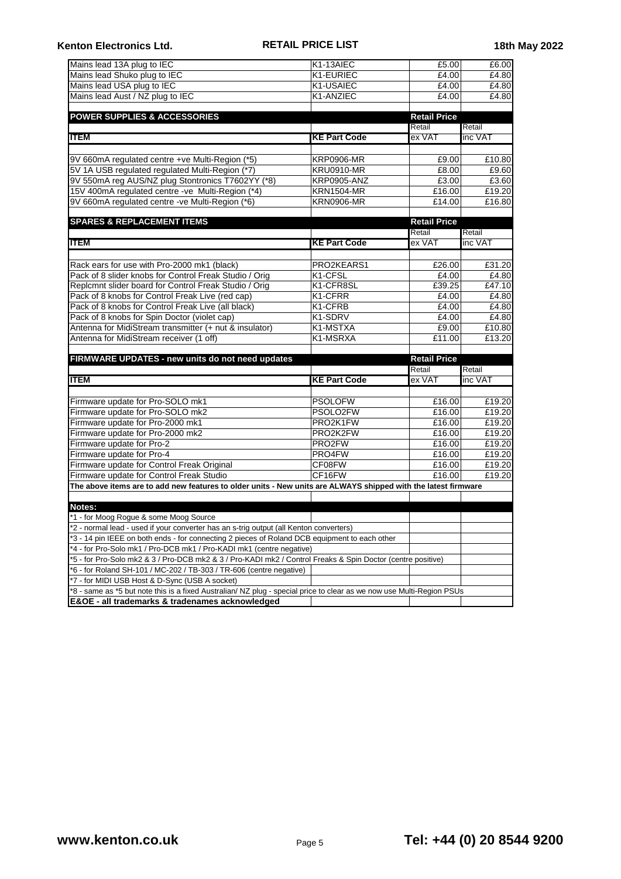| | | | |
|---|---|---|---|
| Mains lead 13A plug to IEC | K1-13AIEC | £5.00 | £6.00 |
| Mains lead Shuko plug to IEC | K1-EURIEC | £4.00 | £4.80 |
| Mains lead USA plug to IEC | K1-USAIEC | £4.00 | £4.80 |
| Mains lead Aust / NZ plug to IEC | K1-ANZIEC | £4.00 | £4.80 |

## POWER SUPPLIES & ACCESSORIES

| ITEM | KE Part Code | Retail Price<br>Retail<br>ex VAT | Retail<br>inc VAT |
|---|---|---|---|
| 9V 660mA regulated centre +ve Multi-Region (*5) | KRP0906-MR | £9.00 | £10.80 |
| 5V 1A USB regulated regulated Multi-Region (*7) | KRU0910-MR | £8.00 | £9.60 |
| 9V 550mA reg AUS/NZ plug Stontronics T7602YY (*8) | KRP0905-ANZ | £3.00 | £3.60 |
| 15V 400mA regulated centre -ve Multi-Region (*4) | KRN1504-MR | £16.00 | £19.20 |
| 9V 660mA regulated centre -ve Multi-Region (*6) | KRN0906-MR | £14.00 | £16.80 |

## SPARES & REPLACEMENT ITEMS

| ITEM | KE Part Code | Retail Price<br>Retail<br>ex VAT | Retail<br>inc VAT |
|---|---|---|---|
| Rack ears for use with Pro-2000 mk1 (black) | PRO2KEARS1 | £26.00 | £31.20 |
| Pack of 8 slider knobs for Control Freak Studio / Orig | K1-CFSL | £4.00 | £4.80 |
| Replcmnt slider board for Control Freak Studio / Orig | K1-CFR8SL | £39.25 | £47.10 |
| Pack of 8 knobs for Control Freak Live (red cap) | K1-CFRR | £4.00 | £4.80 |
| Pack of 8 knobs for Control Freak Live (all black) | K1-CFRB | £4.00 | £4.80 |
| Pack of 8 knobs for Spin Doctor (violet cap) | K1-SDRV | £4.00 | £4.80 |
| Antenna for MidiStream transmitter (+ nut & insulator) | K1-MSTXA | £9.00 | £10.80 |
| Antenna for MidiStream receiver (1 off) | K1-MSRXA | £11.00 | £13.20 |

## FIRMWARE UPDATES - new units do not need updates

| ITEM | KE Part Code | Retail Price<br>Retail<br>ex VAT | Retail<br>inc VAT |
|---|---|---|---|
| Firmware update for Pro-SOLO mk1 | PSOLOFW | £16.00 | £19.20 |
| Firmware update for Pro-SOLO mk2 | PSOLO2FW | £16.00 | £19.20 |
| Firmware update for Pro-2000 mk1 | PRO2K1FW | £16.00 | £19.20 |
| Firmware update for Pro-2000 mk2 | PRO2K2FW | £16.00 | £19.20 |
| Firmware update for Pro-2 | PRO2FW | £16.00 | £19.20 |
| Firmware update for Pro-4 | PRO4FW | £16.00 | £19.20 |
| Firmware update for Control Freak Original | CF08FW | £16.00 | £19.20 |
| Firmware update for Control Freak Studio | CF16FW | £16.00 | £19.20 |

**The above items are to add new features to older units - New units are ALWAYS shipped with the latest firmware**

## Notes:

*1 - for Moog Rogue & some Moog Source

*2 - normal lead - used if your converter has an s-trig output (all Kenton converters)

*3 - 14 pin IEEE on both ends - for connecting 2 pieces of Roland DCB equipment to each other

*4 - for Pro-Solo mk1 / Pro-DCB mk1 / Pro-KADI mk1 (centre negative)

*5 - for Pro-Solo mk2 & 3 / Pro-DCB mk2 & 3 / Pro-KADI mk2 / Control Freaks & Spin Doctor (centre positive)

*6 - for Roland SH-101 / MC-202 / TB-303 / TR-606 (centre negative)

*7 - for MIDI USB Host & D-Sync (USB A socket)

*8 - same as *5 but note this is a fixed Australian/ NZ plug - special price to clear as we now use Multi-Region PSUs

**E&OE - all trademarks & tradenames acknowledged**